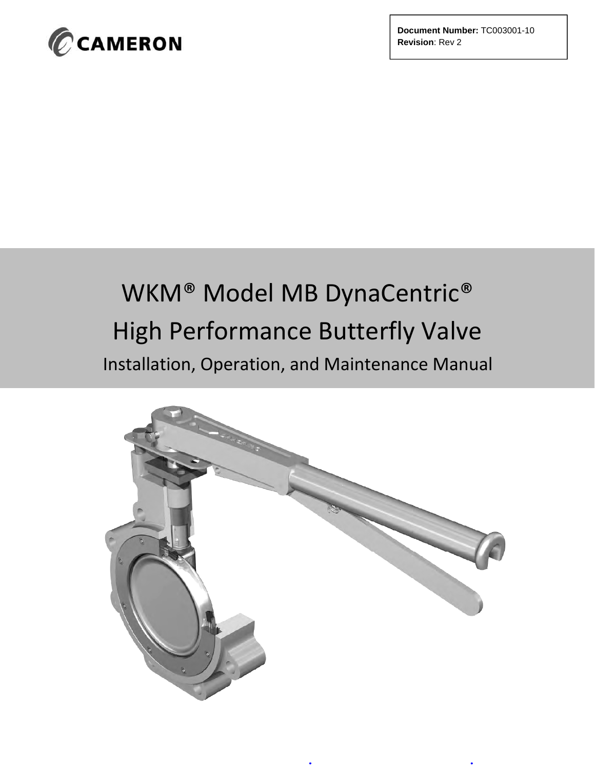CAMERON

**Document Number:** TC003001-10
**Revision**: Rev 2

# WKM® Model MB DynaCentric®

# High Performance Butterfly Valve

## Installation, Operation, and Maintenance Manual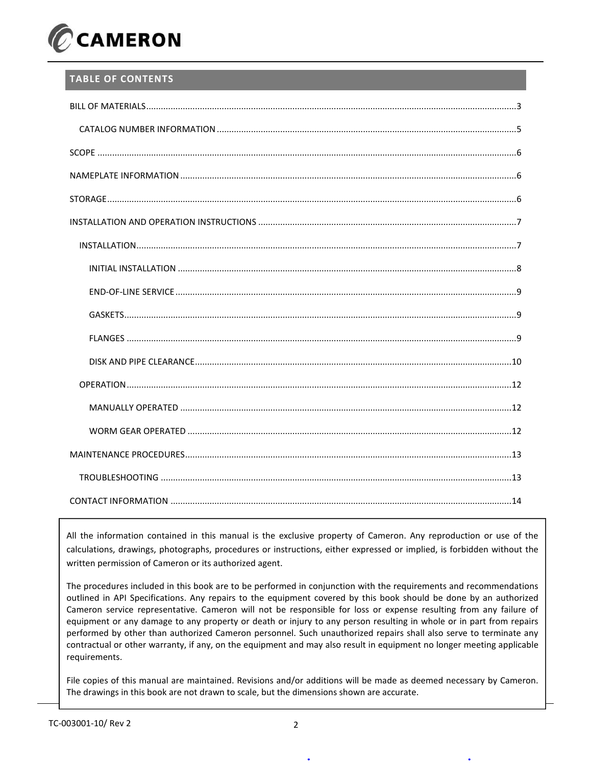## TABLE OF CONTENTS

BILL OF MATERIALS ..... 3

- CATALOG NUMBER INFORMATION ..... 5

SCOPE ..... 6

NAMEPLATE INFORMATION ..... 6

STORAGE ..... 6

INSTALLATION AND OPERATION INSTRUCTIONS ..... 7

- INSTALLATION ..... 7
  - INITIAL INSTALLATION ..... 8
  - END-OF-LINE SERVICE ..... 9
  - GASKETS ..... 9
  - FLANGES ..... 9
  - DISK AND PIPE CLEARANCE ..... 10
- OPERATION ..... 12
  - MANUALLY OPERATED ..... 12
  - WORM GEAR OPERATED ..... 12

MAINTENANCE PROCEDURES ..... 13

- TROUBLESHOOTING ..... 13

CONTACT INFORMATION ..... 14

All the information contained in this manual is the exclusive property of Cameron. Any reproduction or use of the calculations, drawings, photographs, procedures or instructions, either expressed or implied, is forbidden without the written permission of Cameron or its authorized agent.

The procedures included in this book are to be performed in conjunction with the requirements and recommendations outlined in API Specifications. Any repairs to the equipment covered by this book should be done by an authorized Cameron service representative. Cameron will not be responsible for loss or expense resulting from any failure of equipment or any damage to any property or death or injury to any person resulting in whole or in part from repairs performed by other than authorized Cameron personnel. Such unauthorized repairs shall also serve to terminate any contractual or other warranty, if any, on the equipment and may also result in equipment no longer meeting applicable requirements.

File copies of this manual are maintained. Revisions and/or additions will be made as deemed necessary by Cameron. The drawings in this book are not drawn to scale, but the dimensions shown are accurate.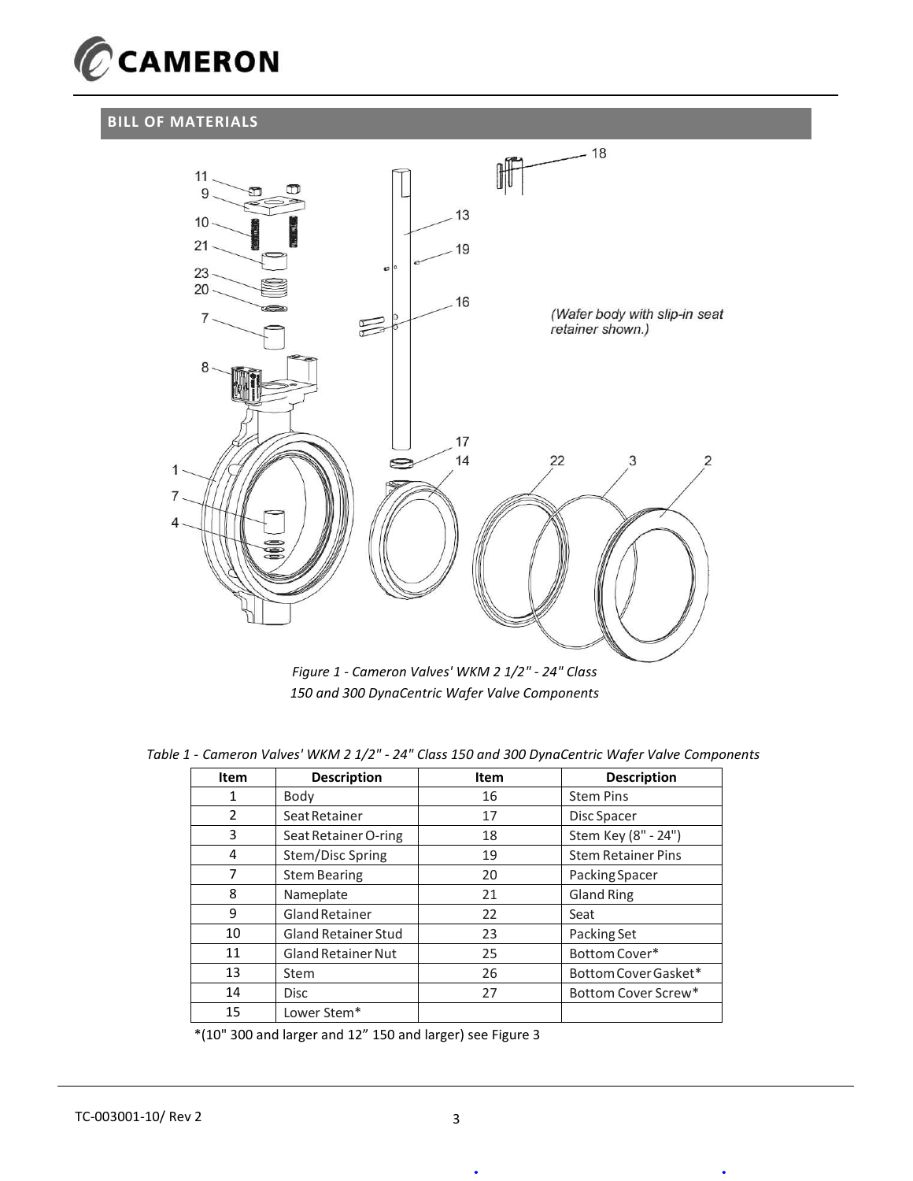## BILL OF MATERIALS

*Figure 1 - Cameron Valves' WKM 2 1/2" - 24" Class 150 and 300 DynaCentric Wafer Valve Components*

*Table 1 - Cameron Valves' WKM 2 1/2" - 24" Class 150 and 300 DynaCentric Wafer Valve Components*

| Item | Description | Item | Description |
|---|---|---|---|
| 1 | Body | 16 | Stem Pins |
| 2 | Seat Retainer | 17 | Disc Spacer |
| 3 | Seat Retainer O-ring | 18 | Stem Key (8" - 24") |
| 4 | Stem/Disc Spring | 19 | Stem Retainer Pins |
| 7 | Stem Bearing | 20 | Packing Spacer |
| 8 | Nameplate | 21 | Gland Ring |
| 9 | Gland Retainer | 22 | Seat |
| 10 | Gland Retainer Stud | 23 | Packing Set |
| 11 | Gland Retainer Nut | 25 | Bottom Cover* |
| 13 | Stem | 26 | Bottom Cover Gasket* |
| 14 | Disc | 27 | Bottom Cover Screw* |
| 15 | Lower Stem* | | |

*(10" 300 and larger and 12" 150 and larger) see Figure 3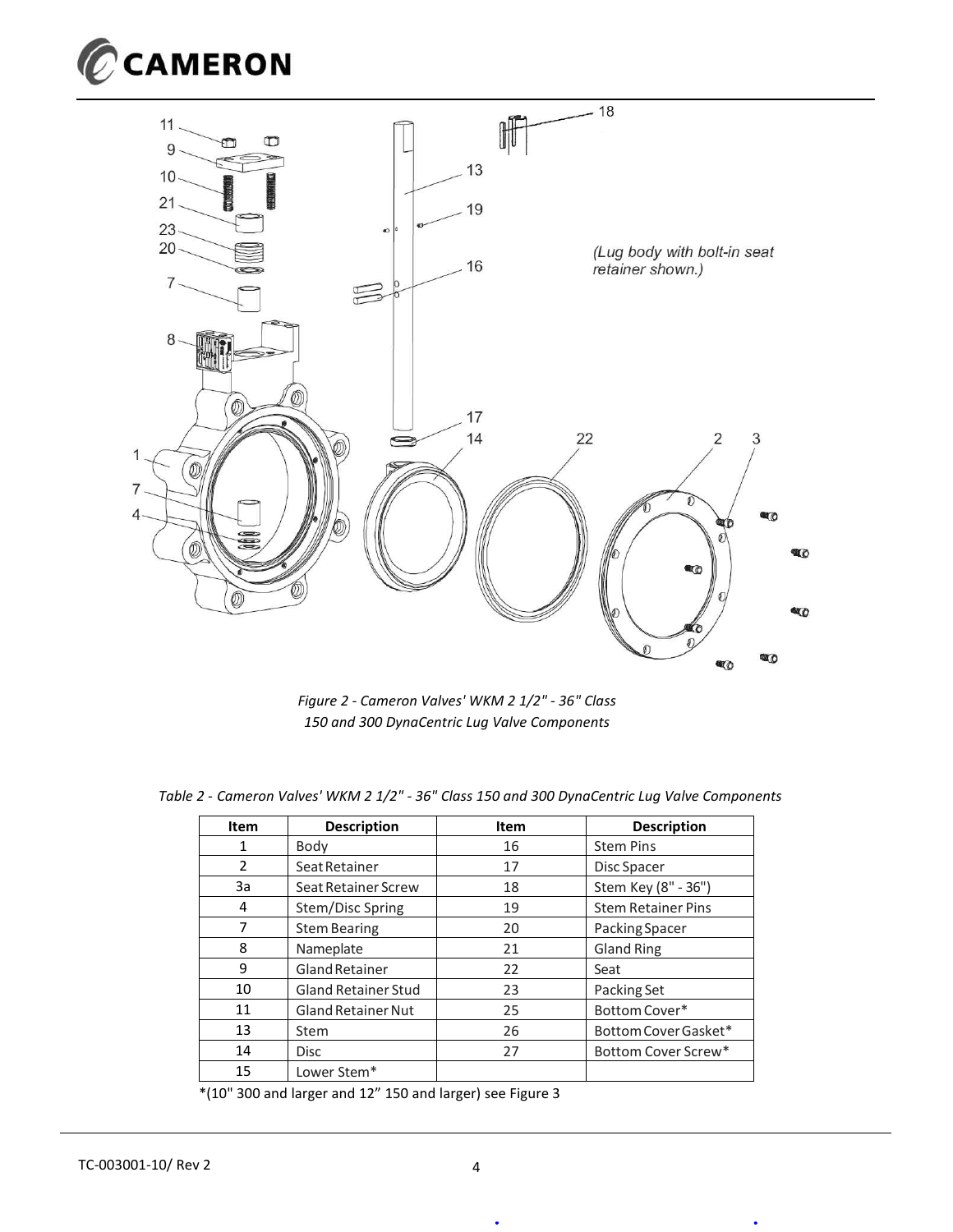(Lug body with bolt-in seat retainer shown.)

*Figure 2 - Cameron Valves' WKM 2 1/2" - 36" Class 150 and 300 DynaCentric Lug Valve Components*

*Table 2 - Cameron Valves' WKM 2 1/2" - 36" Class 150 and 300 DynaCentric Lug Valve Components*

| Item | Description | Item | Description |
|---|---|---|---|
| 1 | Body | 16 | Stem Pins |
| 2 | Seat Retainer | 17 | Disc Spacer |
| 3a | Seat Retainer Screw | 18 | Stem Key (8" - 36") |
| 4 | Stem/Disc Spring | 19 | Stem Retainer Pins |
| 7 | Stem Bearing | 20 | Packing Spacer |
| 8 | Nameplate | 21 | Gland Ring |
| 9 | Gland Retainer | 22 | Seat |
| 10 | Gland Retainer Stud | 23 | Packing Set |
| 11 | Gland Retainer Nut | 25 | Bottom Cover* |
| 13 | Stem | 26 | Bottom Cover Gasket* |
| 14 | Disc | 27 | Bottom Cover Screw* |
| 15 | Lower Stem* | | |

*(10" 300 and larger and 12" 150 and larger) see Figure 3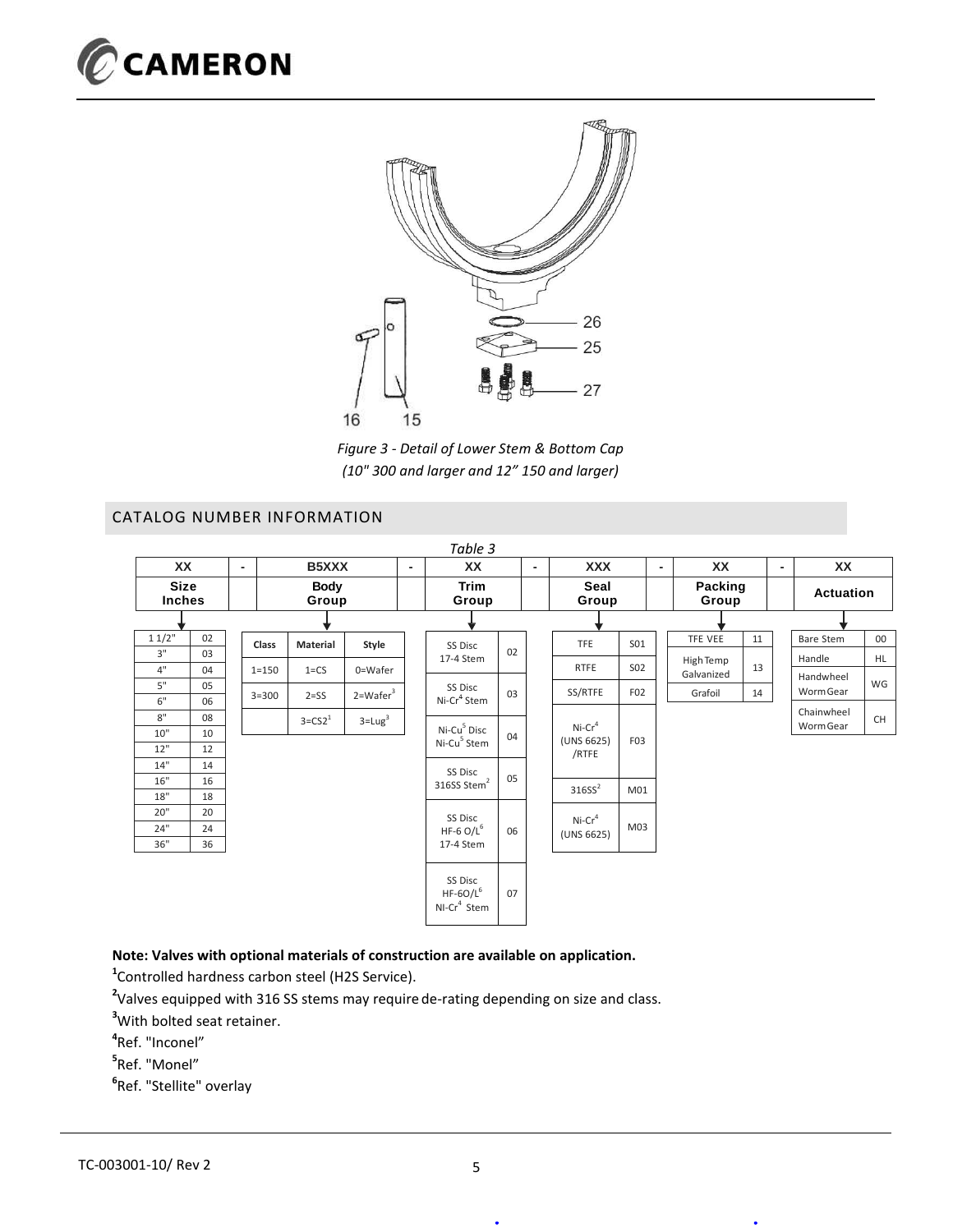Figure 3 - Detail of Lower Stem & Bottom Cap
(10" 300 and larger and 12" 150 and larger)

## CATALOG NUMBER INFORMATION

*Table 3*

| XX | - | B5XXX | - | XX | - | XXX | - | XX | - | XX |
|---|---|---|---|---|---|---|---|---|---|---|
| Size Inches | | Body Group | | Trim Group | | Seal Group | | Packing Group | | Actuation |

**Size Inches**

| Size | Code |
|---|---|
| 1 1/2" | 02 |
| 3" | 03 |
| 4" | 04 |
| 5" | 05 |
| 6" | 06 |
| 8" | 08 |
| 10" | 10 |
| 12" | 12 |
| 14" | 14 |
| 16" | 16 |
| 18" | 18 |
| 20" | 20 |
| 24" | 24 |
| 36" | 36 |

**Body Group**

| Class | Material | Style |
|---|---|---|
| 1=150 | 1=CS | 0=Wafer |
| 3=300 | 2=SS | 2=Wafer[3] |
| | 3=CS2[1] | 3=Lug[3] |

**Trim Group**

| Trim | Code |
|---|---|
| SS Disc 17-4 Stem | 02 |
| SS Disc Ni-Cr[4] Stem | 03 |
| Ni-Cu[5] Disc Ni-Cu[5] Stem | 04 |
| SS Disc 316SS Stem[2] | 05 |
| SS Disc HF-6 O/L[6] 17-4 Stem | 06 |
| SS Disc HF-6O/L[6] NI-Cr[4] Stem | 07 |

**Seal Group**

| Seal | Code |
|---|---|
| TFE | S01 |
| RTFE | S02 |
| SS/RTFE | F02 |
| Ni-Cr[4] (UNS 6625) /RTFE | F03 |
| 316SS[2] | M01 |
| Ni-Cr[4] (UNS 6625) | M03 |

**Packing Group**

| Packing | Code |
|---|---|
| TFE VEE | 11 |
| High Temp Galvanized | 13 |
| Grafoil | 14 |

**Actuation**

| Actuation | Code |
|---|---|
| Bare Stem | 00 |
| Handle | HL |
| Handwheel Worm Gear | WG |
| Chainwheel Worm Gear | CH |

**Note: Valves with optional materials of construction are available on application.**

[1]Controlled hardness carbon steel ($H_2S$ Service).

[2]Valves equipped with 316 SS stems may require de-rating depending on size and class.

[3]With bolted seat retainer.

[4]Ref. "Inconel"

[5]Ref. "Monel"

[6]Ref. "Stellite" overlay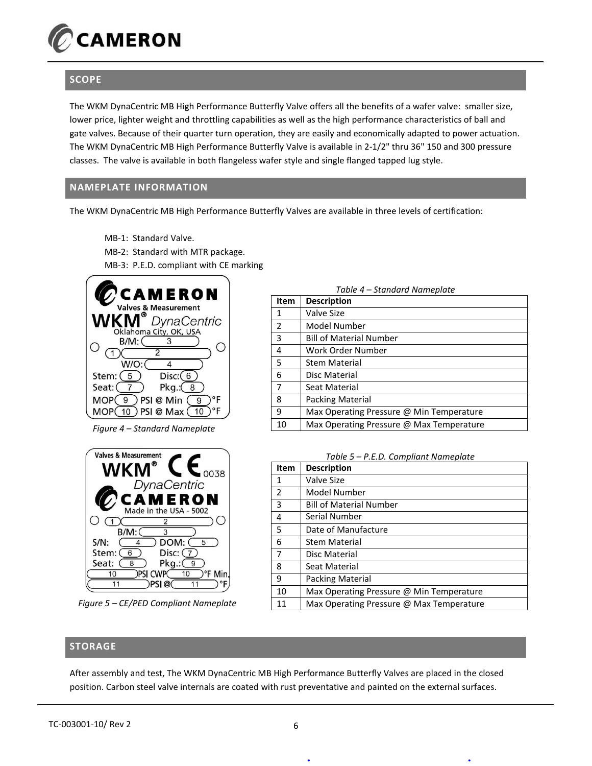## SCOPE

The WKM DynaCentric MB High Performance Butterfly Valve offers all the benefits of a wafer valve: smaller size, lower price, lighter weight and throttling capabilities as well as the high performance characteristics of ball and gate valves. Because of their quarter turn operation, they are easily and economically adapted to power actuation. The WKM DynaCentric MB High Performance Butterfly Valve is available in 2-1/2" thru 36" 150 and 300 pressure classes. The valve is available in both flangeless wafer style and single flanged tapped lug style.

## NAMEPLATE INFORMATION

The WKM DynaCentric MB High Performance Butterfly Valves are available in three levels of certification:

- MB-1: Standard Valve.
- MB-2: Standard with MTR package.
- MB-3: P.E.D. compliant with CE marking

*Figure 4 – Standard Nameplate*

*Table 4 – Standard Nameplate*

| Item | Description |
|---|---|
| 1 | Valve Size |
| 2 | Model Number |
| 3 | Bill of Material Number |
| 4 | Work Order Number |
| 5 | Stem Material |
| 6 | Disc Material |
| 7 | Seat Material |
| 8 | Packing Material |
| 9 | Max Operating Pressure @ Min Temperature |
| 10 | Max Operating Pressure @ Max Temperature |

*Figure 5 – CE/PED Compliant Nameplate*

*Table 5 – P.E.D. Compliant Nameplate*

| Item | Description |
|---|---|
| 1 | Valve Size |
| 2 | Model Number |
| 3 | Bill of Material Number |
| 4 | Serial Number |
| 5 | Date of Manufacture |
| 6 | Stem Material |
| 7 | Disc Material |
| 8 | Seat Material |
| 9 | Packing Material |
| 10 | Max Operating Pressure @ Min Temperature |
| 11 | Max Operating Pressure @ Max Temperature |

## STORAGE

After assembly and test, The WKM DynaCentric MB High Performance Butterfly Valves are placed in the closed position. Carbon steel valve internals are coated with rust preventative and painted on the external surfaces.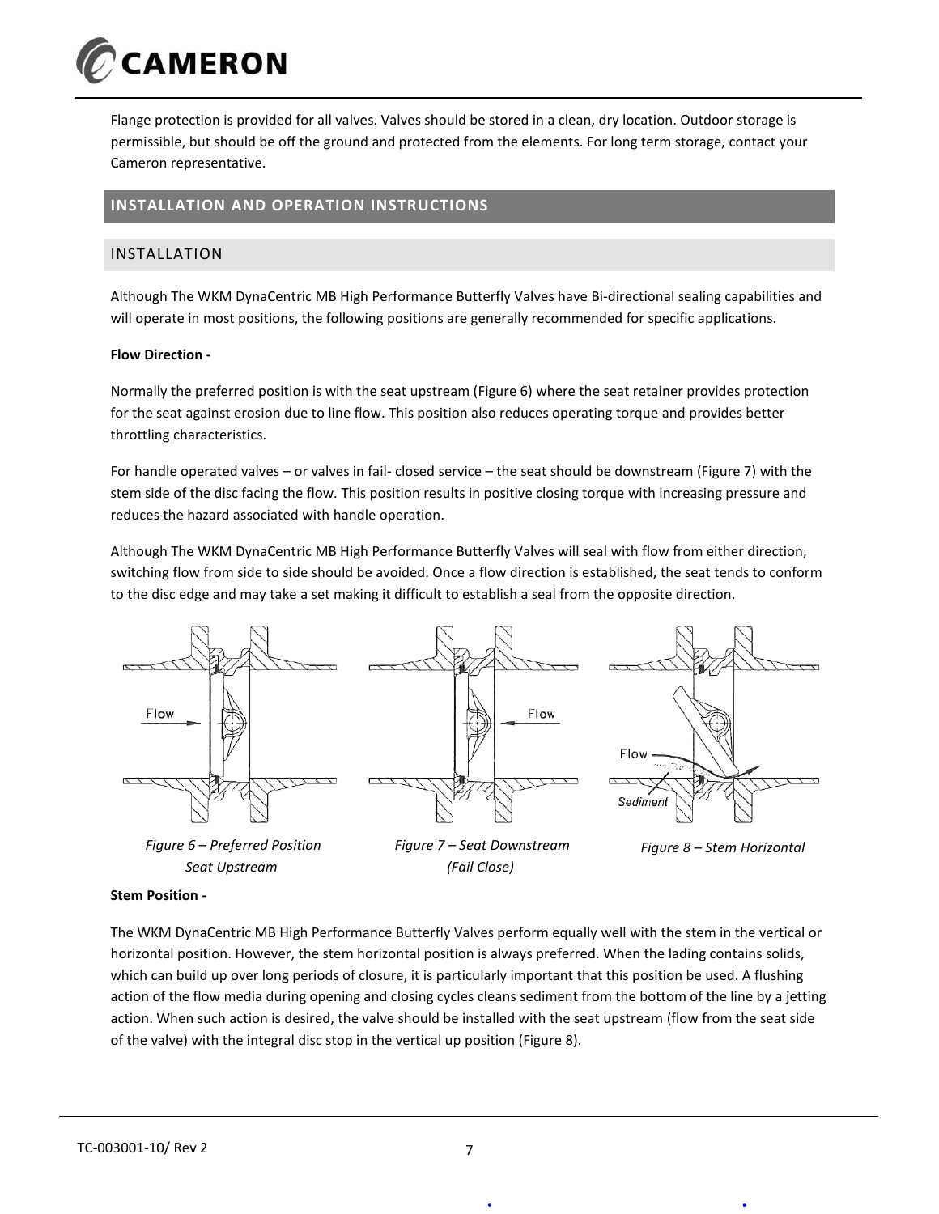Flange protection is provided for all valves. Valves should be stored in a clean, dry location. Outdoor storage is permissible, but should be off the ground and protected from the elements. For long term storage, contact your Cameron representative.

## INSTALLATION AND OPERATION INSTRUCTIONS

### INSTALLATION

Although The WKM DynaCentric MB High Performance Butterfly Valves have Bi-directional sealing capabilities and will operate in most positions, the following positions are generally recommended for specific applications.

**Flow Direction -**

Normally the preferred position is with the seat upstream (Figure 6) where the seat retainer provides protection for the seat against erosion due to line flow. This position also reduces operating torque and provides better throttling characteristics.

For handle operated valves – or valves in fail- closed service – the seat should be downstream (Figure 7) with the stem side of the disc facing the flow. This position results in positive closing torque with increasing pressure and reduces the hazard associated with handle operation.

Although The WKM DynaCentric MB High Performance Butterfly Valves will seal with flow from either direction, switching flow from side to side should be avoided. Once a flow direction is established, the seat tends to conform to the disc edge and may take a set making it difficult to establish a seal from the opposite direction.

*Figure 6 – Preferred Position Seat Upstream*

*Figure 7 – Seat Downstream (Fail Close)*

*Figure 8 – Stem Horizontal*

**Stem Position -**

The WKM DynaCentric MB High Performance Butterfly Valves perform equally well with the stem in the vertical or horizontal position. However, the stem horizontal position is always preferred. When the lading contains solids, which can build up over long periods of closure, it is particularly important that this position be used. A flushing action of the flow media during opening and closing cycles cleans sediment from the bottom of the line by a jetting action. When such action is desired, the valve should be installed with the seat upstream (flow from the seat side of the valve) with the integral disc stop in the vertical up position (Figure 8).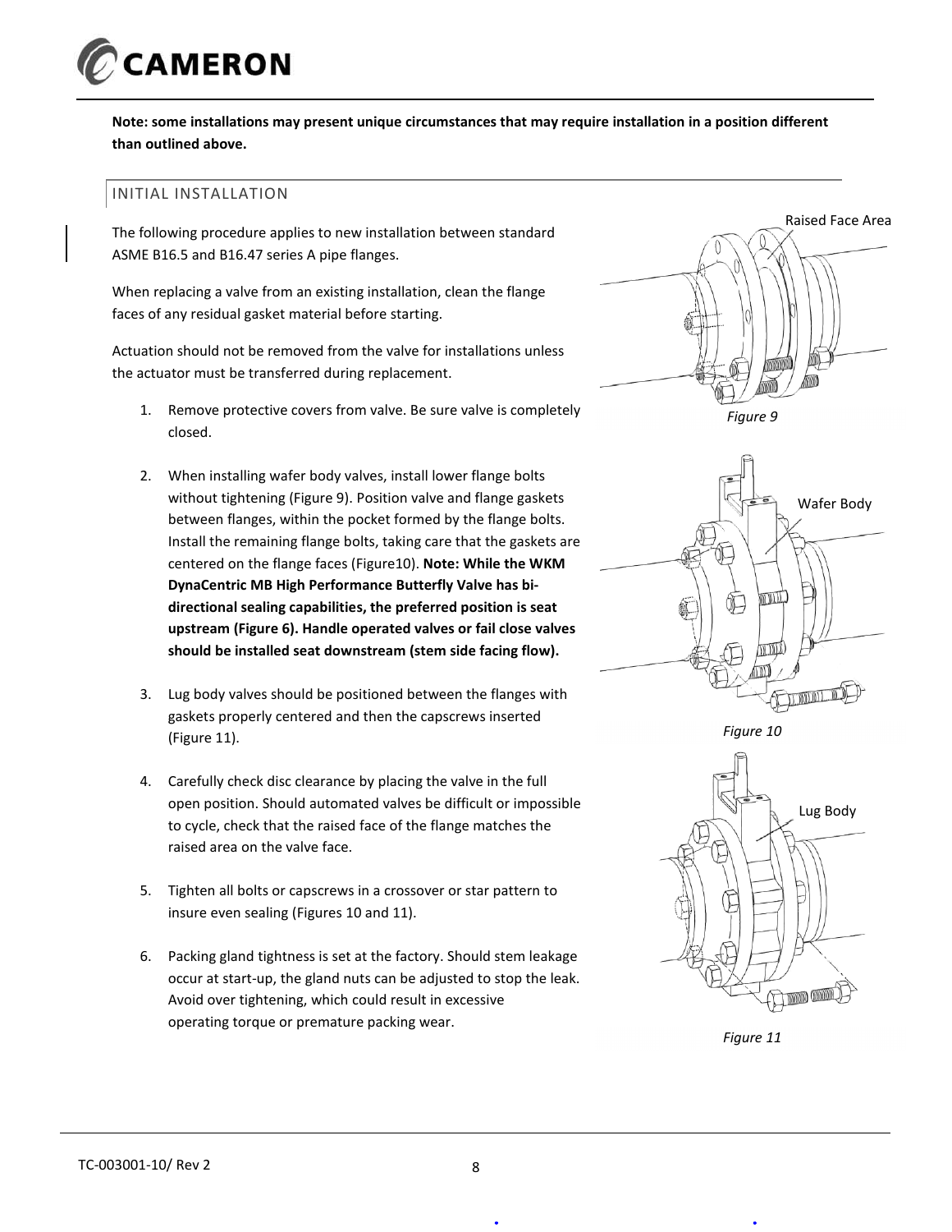**Note: some installations may present unique circumstances that may require installation in a position different than outlined above.**

## INITIAL INSTALLATION

The following procedure applies to new installation between standard ASME B16.5 and B16.47 series A pipe flanges.

When replacing a valve from an existing installation, clean the flange faces of any residual gasket material before starting.

Actuation should not be removed from the valve for installations unless the actuator must be transferred during replacement.

1. Remove protective covers from valve. Be sure valve is completely closed.

2. When installing wafer body valves, install lower flange bolts without tightening (Figure 9). Position valve and flange gaskets between flanges, within the pocket formed by the flange bolts. Install the remaining flange bolts, taking care that the gaskets are centered on the flange faces (Figure10). **Note: While the WKM DynaCentric MB High Performance Butterfly Valve has bi-directional sealing capabilities, the preferred position is seat upstream (Figure 6). Handle operated valves or fail close valves should be installed seat downstream (stem side facing flow).**

3. Lug body valves should be positioned between the flanges with gaskets properly centered and then the capscrews inserted (Figure 11).

4. Carefully check disc clearance by placing the valve in the full open position. Should automated valves be difficult or impossible to cycle, check that the raised face of the flange matches the raised area on the valve face.

5. Tighten all bolts or capscrews in a crossover or star pattern to insure even sealing (Figures 10 and 11).

6. Packing gland tightness is set at the factory. Should stem leakage occur at start-up, the gland nuts can be adjusted to stop the leak. Avoid over tightening, which could result in excessive operating torque or premature packing wear.

Raised Face Area

*Figure 9*

Wafer Body

*Figure 10*

Lug Body

*Figure 11*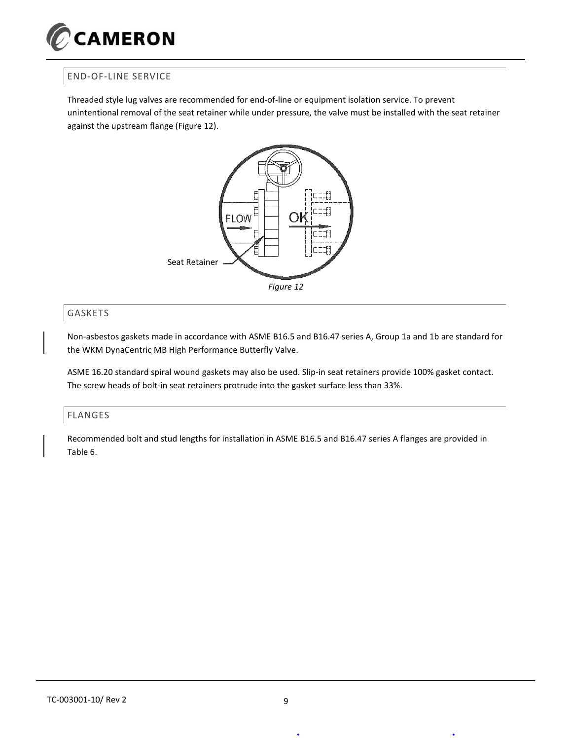## END-OF-LINE SERVICE

Threaded style lug valves are recommended for end-of-line or equipment isolation service. To prevent unintentional removal of the seat retainer while under pressure, the valve must be installed with the seat retainer against the upstream flange (Figure 12).

*Figure 12*

## GASKETS

Non-asbestos gaskets made in accordance with ASME B16.5 and B16.47 series A, Group 1a and 1b are standard for the WKM DynaCentric MB High Performance Butterfly Valve.

ASME 16.20 standard spiral wound gaskets may also be used. Slip-in seat retainers provide 100% gasket contact. The screw heads of bolt-in seat retainers protrude into the gasket surface less than 33%.

## FLANGES

Recommended bolt and stud lengths for installation in ASME B16.5 and B16.47 series A flanges are provided in Table 6.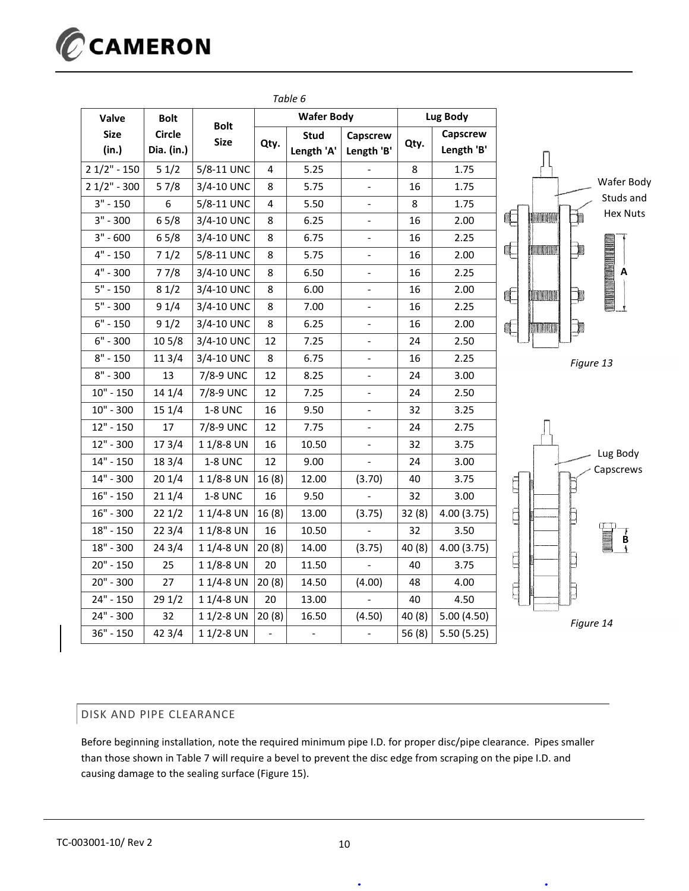*Table 6*

| Valve Size (in.) | Bolt Circle Dia. (in.) | Bolt Size | Wafer Body | | | Lug Body | |
|---|---|---|---|---|---|---|---|
| | | | Qty. | Stud Length 'A' | Capscrew Length 'B' | Qty. | Capscrew Length 'B' |
| 2 1/2" - 150 | 5 1/2 | 5/8-11 UNC | 4 | 5.25 | - | 8 | 1.75 |
| 2 1/2" - 300 | 5 7/8 | 3/4-10 UNC | 8 | 5.75 | - | 16 | 1.75 |
| 3" - 150 | 6 | 5/8-11 UNC | 4 | 5.50 | - | 8 | 1.75 |
| 3" - 300 | 6 5/8 | 3/4-10 UNC | 8 | 6.25 | - | 16 | 2.00 |
| 3" - 600 | 6 5/8 | 3/4-10 UNC | 8 | 6.75 | - | 16 | 2.25 |
| 4" - 150 | 7 1/2 | 5/8-11 UNC | 8 | 5.75 | - | 16 | 2.00 |
| 4" - 300 | 7 7/8 | 3/4-10 UNC | 8 | 6.50 | - | 16 | 2.25 |
| 5" - 150 | 8 1/2 | 3/4-10 UNC | 8 | 6.00 | - | 16 | 2.00 |
| 5" - 300 | 9 1/4 | 3/4-10 UNC | 8 | 7.00 | - | 16 | 2.25 |
| 6" - 150 | 9 1/2 | 3/4-10 UNC | 8 | 6.25 | - | 16 | 2.00 |
| 6" - 300 | 10 5/8 | 3/4-10 UNC | 12 | 7.25 | - | 24 | 2.50 |
| 8" - 150 | 11 3/4 | 3/4-10 UNC | 8 | 6.75 | - | 16 | 2.25 |
| 8" - 300 | 13 | 7/8-9 UNC | 12 | 8.25 | - | 24 | 3.00 |
| 10" - 150 | 14 1/4 | 7/8-9 UNC | 12 | 7.25 | - | 24 | 2.50 |
| 10" - 300 | 15 1/4 | 1-8 UNC | 16 | 9.50 | - | 32 | 3.25 |
| 12" - 150 | 17 | 7/8-9 UNC | 12 | 7.75 | - | 24 | 2.75 |
| 12" - 300 | 17 3/4 | 1 1/8-8 UN | 16 | 10.50 | - | 32 | 3.75 |
| 14" - 150 | 18 3/4 | 1-8 UNC | 12 | 9.00 | - | 24 | 3.00 |
| 14" - 300 | 20 1/4 | 1 1/8-8 UN | 16 (8) | 12.00 | (3.70) | 40 | 3.75 |
| 16" - 150 | 21 1/4 | 1-8 UNC | 16 | 9.50 | - | 32 | 3.00 |
| 16" - 300 | 22 1/2 | 1 1/4-8 UN | 16 (8) | 13.00 | (3.75) | 32 (8) | 4.00 (3.75) |
| 18" - 150 | 22 3/4 | 1 1/8-8 UN | 16 | 10.50 | - | 32 | 3.50 |
| 18" - 300 | 24 3/4 | 1 1/4-8 UN | 20 (8) | 14.00 | (3.75) | 40 (8) | 4.00 (3.75) |
| 20" - 150 | 25 | 1 1/8-8 UN | 20 | 11.50 | - | 40 | 3.75 |
| 20" - 300 | 27 | 1 1/4-8 UN | 20 (8) | 14.50 | (4.00) | 48 | 4.00 |
| 24" - 150 | 29 1/2 | 1 1/4-8 UN | 20 | 13.00 | - | 40 | 4.50 |
| 24" - 300 | 32 | 1 1/2-8 UN | 20 (8) | 16.50 | (4.50) | 40 (8) | 5.00 (4.50) |
| 36" - 150 | 42 3/4 | 1 1/2-8 UN | - | - | - | 56 (8) | 5.50 (5.25) |

Wafer Body Studs and Hex Nuts

A

*Figure 13*

Lug Body Capscrews

B

*Figure 14*

## DISK AND PIPE CLEARANCE

Before beginning installation, note the required minimum pipe I.D. for proper disc/pipe clearance. Pipes smaller than those shown in Table 7 will require a bevel to prevent the disc edge from scraping on the pipe I.D. and causing damage to the sealing surface (Figure 15).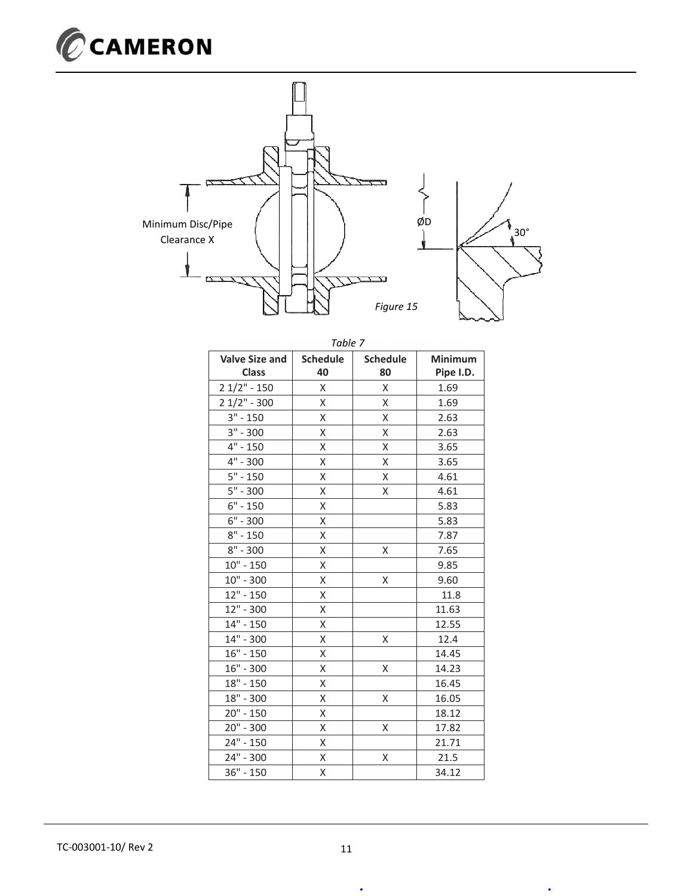Minimum Disc/Pipe Clearance X

ØD

30°

*Figure 15*

*Table 7*

| Valve Size and Class | Schedule 40 | Schedule 80 | Minimum Pipe I.D. |
|---|---|---|---|
| 2 1/2" - 150 | X | X | 1.69 |
| 2 1/2" - 300 | X | X | 1.69 |
| 3" - 150 | X | X | 2.63 |
| 3" - 300 | X | X | 2.63 |
| 4" - 150 | X | X | 3.65 |
| 4" - 300 | X | X | 3.65 |
| 5" - 150 | X | X | 4.61 |
| 5" - 300 | X | X | 4.61 |
| 6" - 150 | X | | 5.83 |
| 6" - 300 | X | | 5.83 |
| 8" - 150 | X | | 7.87 |
| 8" - 300 | X | X | 7.65 |
| 10" - 150 | X | | 9.85 |
| 10" - 300 | X | X | 9.60 |
| 12" - 150 | X | | 11.8 |
| 12" - 300 | X | | 11.63 |
| 14" - 150 | X | | 12.55 |
| 14" - 300 | X | X | 12.4 |
| 16" - 150 | X | | 14.45 |
| 16" - 300 | X | X | 14.23 |
| 18" - 150 | X | | 16.45 |
| 18" - 300 | X | X | 16.05 |
| 20" - 150 | X | | 18.12 |
| 20" - 300 | X | X | 17.82 |
| 24" - 150 | X | | 21.71 |
| 24" - 300 | X | X | 21.5 |
| 36" - 150 | X | | 34.12 |

TC-003001-10/ Rev 2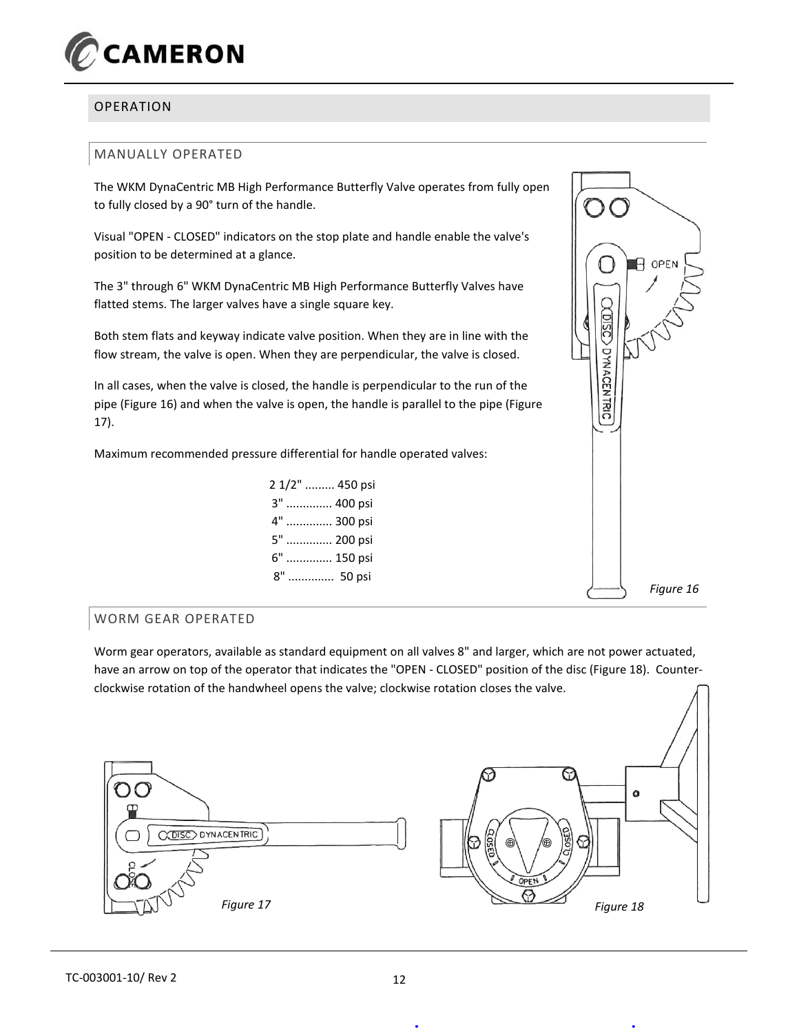## OPERATION

### MANUALLY OPERATED

The WKM DynaCentric MB High Performance Butterfly Valve operates from fully open to fully closed by a 90° turn of the handle.

Visual "OPEN - CLOSED" indicators on the stop plate and handle enable the valve's position to be determined at a glance.

The 3" through 6" WKM DynaCentric MB High Performance Butterfly Valves have flatted stems. The larger valves have a single square key.

Both stem flats and keyway indicate valve position. When they are in line with the flow stream, the valve is open. When they are perpendicular, the valve is closed.

In all cases, when the valve is closed, the handle is perpendicular to the run of the pipe (Figure 16) and when the valve is open, the handle is parallel to the pipe (Figure 17).

Maximum recommended pressure differential for handle operated valves:

2 1/2" ......... 450 psi
3" ............. 400 psi
4" ............. 300 psi
5" ............. 200 psi
6" ............. 150 psi
8" ............. 50 psi

*Figure 16*

### WORM GEAR OPERATED

Worm gear operators, available as standard equipment on all valves 8" and larger, which are not power actuated, have an arrow on top of the operator that indicates the "OPEN - CLOSED" position of the disc (Figure 18). Counter-clockwise rotation of the handwheel opens the valve; clockwise rotation closes the valve.

*Figure 17*

*Figure 18*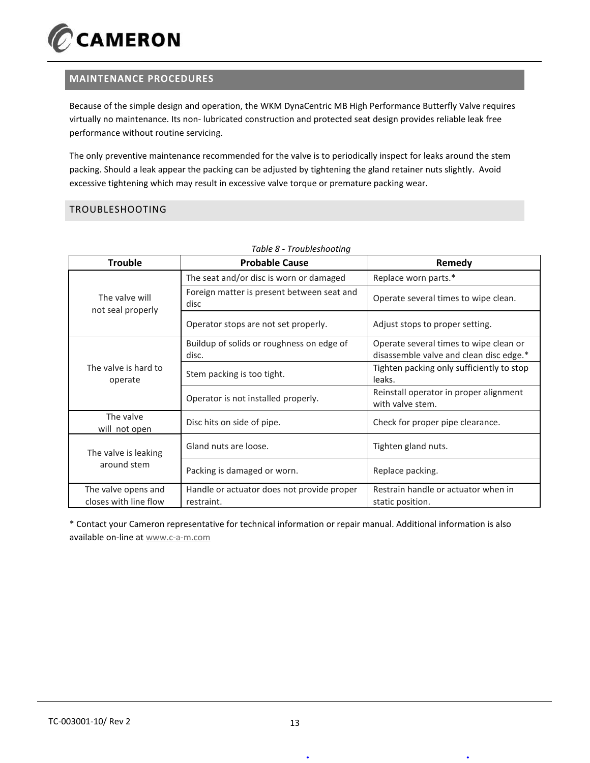## MAINTENANCE PROCEDURES

Because of the simple design and operation, the WKM DynaCentric MB High Performance Butterfly Valve requires virtually no maintenance. Its non- lubricated construction and protected seat design provides reliable leak free performance without routine servicing.

The only preventive maintenance recommended for the valve is to periodically inspect for leaks around the stem packing. Should a leak appear the packing can be adjusted by tightening the gland retainer nuts slightly. Avoid excessive tightening which may result in excessive valve torque or premature packing wear.

## TROUBLESHOOTING

*Table 8 - Troubleshooting*

| Trouble | Probable Cause | Remedy |
|---|---|---|
| The valve will not seal properly | The seat and/or disc is worn or damaged | Replace worn parts.* |
| | Foreign matter is present between seat and disc | Operate several times to wipe clean. |
| | Operator stops are not set properly. | Adjust stops to proper setting. |
| The valve is hard to operate | Buildup of solids or roughness on edge of disc. | Operate several times to wipe clean or disassemble valve and clean disc edge.* |
| | Stem packing is too tight. | Tighten packing only sufficiently to stop leaks. |
| | Operator is not installed properly. | Reinstall operator in proper alignment with valve stem. |
| The valve will not open | Disc hits on side of pipe. | Check for proper pipe clearance. |
| The valve is leaking around stem | Gland nuts are loose. | Tighten gland nuts. |
| | Packing is damaged or worn. | Replace packing. |
| The valve opens and closes with line flow | Handle or actuator does not provide proper restraint. | Restrain handle or actuator when in static position. |

* Contact your Cameron representative for technical information or repair manual. Additional information is also available on-line at www.c-a-m.com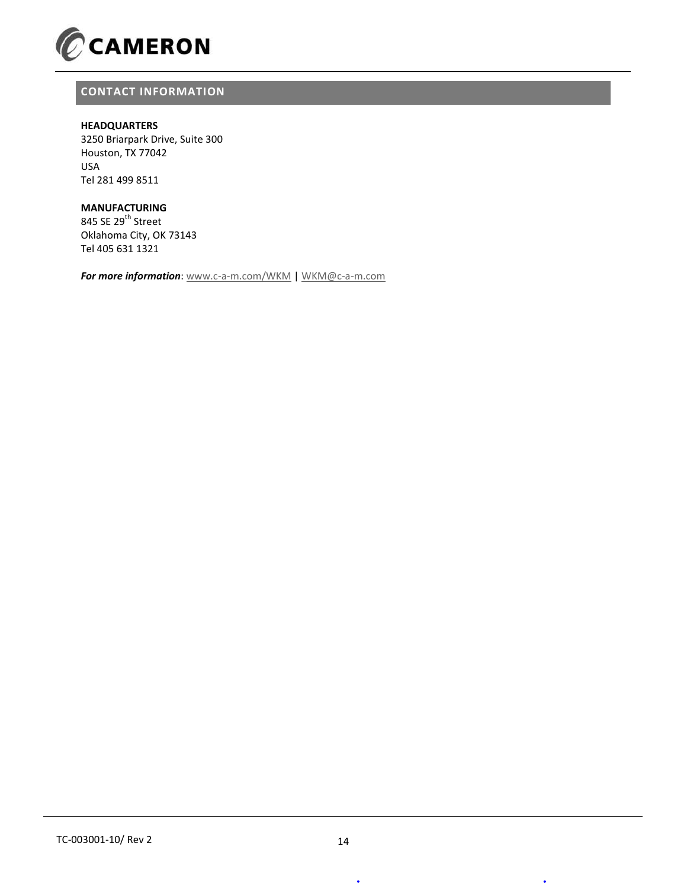## CONTACT INFORMATION

**HEADQUARTERS**
3250 Briarpark Drive, Suite 300
Houston, TX 77042
USA
Tel 281 499 8511

**MANUFACTURING**
845 SE 29th Street
Oklahoma City, OK 73143
Tel 405 631 1321

***For more information***: www.c-a-m.com/WKM | WKM@c-a-m.com